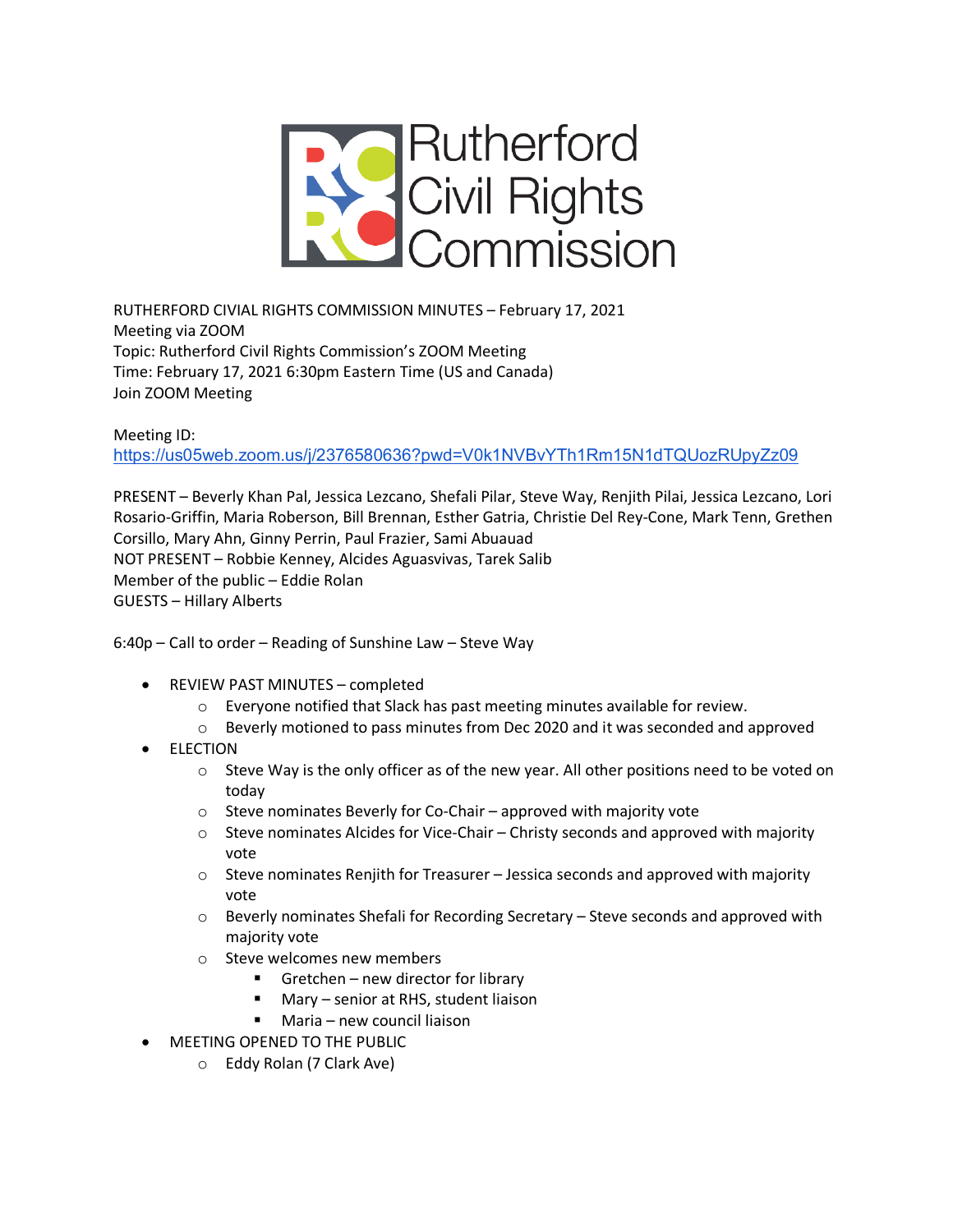# Rutherford Civil Rights Commission

RUTHERFORD CIVIAL RIGHTS COMMISSION MINUTES – February 17, 2021
Meeting via ZOOM
Topic: Rutherford Civil Rights Commission's ZOOM Meeting
Time: February 17, 2021 6:30pm Eastern Time (US and Canada)
Join ZOOM Meeting

Meeting ID:
https://us05web.zoom.us/j/2376580636?pwd=V0k1NVBvYTh1Rm15N1dTQUozRUpyZz09

PRESENT – Beverly Khan Pal, Jessica Lezcano, Shefali Pilar, Steve Way, Renjith Pilai, Jessica Lezcano, Lori Rosario-Griffin, Maria Roberson, Bill Brennan, Esther Gatria, Christie Del Rey-Cone, Mark Tenn, Grethen Corsillo, Mary Ahn, Ginny Perrin, Paul Frazier, Sami Abuauad
NOT PRESENT – Robbie Kenney, Alcides Aguasvivas, Tarek Salib
Member of the public – Eddie Rolan
GUESTS – Hillary Alberts

6:40p – Call to order – Reading of Sunshine Law – Steve Way

- REVIEW PAST MINUTES – completed
  - Everyone notified that Slack has past meeting minutes available for review.
  - Beverly motioned to pass minutes from Dec 2020 and it was seconded and approved
- ELECTION
  - Steve Way is the only officer as of the new year. All other positions need to be voted on today
  - Steve nominates Beverly for Co-Chair – approved with majority vote
  - Steve nominates Alcides for Vice-Chair – Christy seconds and approved with majority vote
  - Steve nominates Renjith for Treasurer – Jessica seconds and approved with majority vote
  - Beverly nominates Shefali for Recording Secretary – Steve seconds and approved with majority vote
  - Steve welcomes new members
    - Gretchen – new director for library
    - Mary – senior at RHS, student liaison
    - Maria – new council liaison
- MEETING OPENED TO THE PUBLIC
  - Eddy Rolan (7 Clark Ave)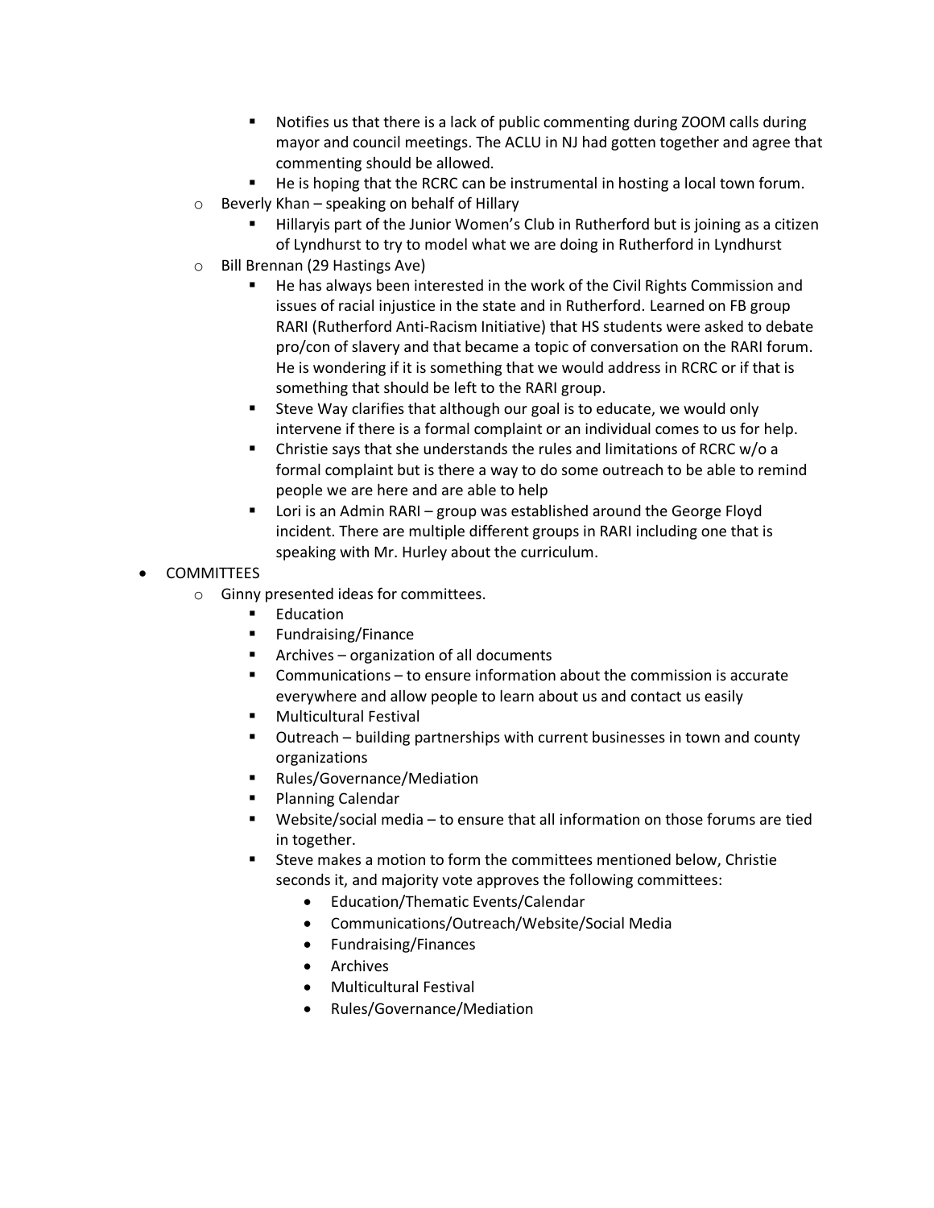- Notifies us that there is a lack of public commenting during ZOOM calls during mayor and council meetings. The ACLU in NJ had gotten together and agree that commenting should be allowed.
        - He is hoping that the RCRC can be instrumental in hosting a local town forum.
    - Beverly Khan – speaking on behalf of Hillary
        - Hillaryis part of the Junior Women's Club in Rutherford but is joining as a citizen of Lyndhurst to try to model what we are doing in Rutherford in Lyndhurst
    - Bill Brennan (29 Hastings Ave)
        - He has always been interested in the work of the Civil Rights Commission and issues of racial injustice in the state and in Rutherford. Learned on FB group RARI (Rutherford Anti-Racism Initiative) that HS students were asked to debate pro/con of slavery and that became a topic of conversation on the RARI forum. He is wondering if it is something that we would address in RCRC or if that is something that should be left to the RARI group.
        - Steve Way clarifies that although our goal is to educate, we would only intervene if there is a formal complaint or an individual comes to us for help.
        - Christie says that she understands the rules and limitations of RCRC w/o a formal complaint but is there a way to do some outreach to be able to remind people we are here and are able to help
        - Lori is an Admin RARI – group was established around the George Floyd incident. There are multiple different groups in RARI including one that is speaking with Mr. Hurley about the curriculum.
- COMMITTEES
    - Ginny presented ideas for committees.
        - Education
        - Fundraising/Finance
        - Archives – organization of all documents
        - Communications – to ensure information about the commission is accurate everywhere and allow people to learn about us and contact us easily
        - Multicultural Festival
        - Outreach – building partnerships with current businesses in town and county organizations
        - Rules/Governance/Mediation
        - Planning Calendar
        - Website/social media – to ensure that all information on those forums are tied in together.
        - Steve makes a motion to form the committees mentioned below, Christie seconds it, and majority vote approves the following committees:
            - Education/Thematic Events/Calendar
            - Communications/Outreach/Website/Social Media
            - Fundraising/Finances
            - Archives
            - Multicultural Festival
            - Rules/Governance/Mediation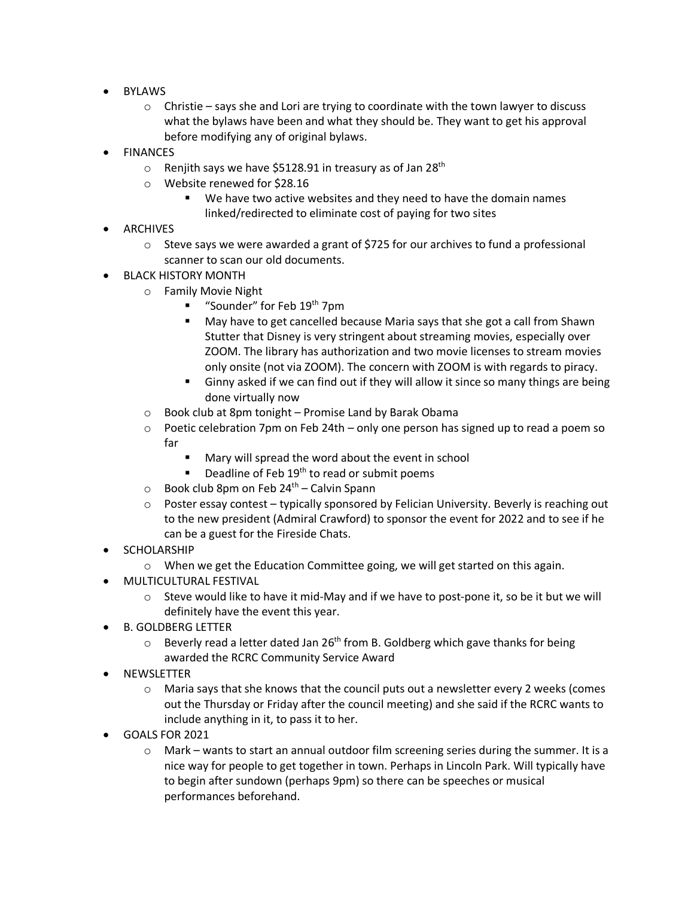- BYLAWS
  - Christie – says she and Lori are trying to coordinate with the town lawyer to discuss what the bylaws have been and what they should be. They want to get his approval before modifying any of original bylaws.
- FINANCES
  - Renjith says we have $5128.91 in treasury as of Jan 28th
  - Website renewed for $28.16
    - We have two active websites and they need to have the domain names linked/redirected to eliminate cost of paying for two sites
- ARCHIVES
  - Steve says we were awarded a grant of $725 for our archives to fund a professional scanner to scan our old documents.
- BLACK HISTORY MONTH
  - Family Movie Night
    - "Sounder" for Feb 19th 7pm
    - May have to get cancelled because Maria says that she got a call from Shawn Stutter that Disney is very stringent about streaming movies, especially over ZOOM. The library has authorization and two movie licenses to stream movies only onsite (not via ZOOM). The concern with ZOOM is with regards to piracy.
    - Ginny asked if we can find out if they will allow it since so many things are being done virtually now
  - Book club at 8pm tonight – Promise Land by Barak Obama
  - Poetic celebration 7pm on Feb 24th – only one person has signed up to read a poem so far
    - Mary will spread the word about the event in school
    - Deadline of Feb 19th to read or submit poems
  - Book club 8pm on Feb 24th – Calvin Spann
  - Poster essay contest – typically sponsored by Felician University. Beverly is reaching out to the new president (Admiral Crawford) to sponsor the event for 2022 and to see if he can be a guest for the Fireside Chats.
- SCHOLARSHIP
  - When we get the Education Committee going, we will get started on this again.
- MULTICULTURAL FESTIVAL
  - Steve would like to have it mid-May and if we have to post-pone it, so be it but we will definitely have the event this year.
- B. GOLDBERG LETTER
  - Beverly read a letter dated Jan 26th from B. Goldberg which gave thanks for being awarded the RCRC Community Service Award
- NEWSLETTER
  - Maria says that she knows that the council puts out a newsletter every 2 weeks (comes out the Thursday or Friday after the council meeting) and she said if the RCRC wants to include anything in it, to pass it to her.
- GOALS FOR 2021
  - Mark – wants to start an annual outdoor film screening series during the summer. It is a nice way for people to get together in town. Perhaps in Lincoln Park. Will typically have to begin after sundown (perhaps 9pm) so there can be speeches or musical performances beforehand.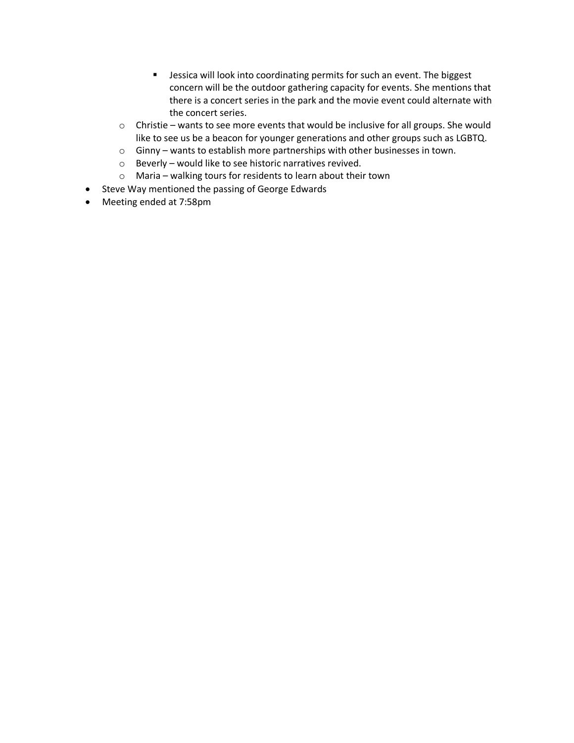- Jessica will look into coordinating permits for such an event. The biggest concern will be the outdoor gathering capacity for events. She mentions that there is a concert series in the park and the movie event could alternate with the concert series.
    - Christie – wants to see more events that would be inclusive for all groups. She would like to see us be a beacon for younger generations and other groups such as LGBTQ.
    - Ginny – wants to establish more partnerships with other businesses in town.
    - Beverly – would like to see historic narratives revived.
    - Maria – walking tours for residents to learn about their town
- Steve Way mentioned the passing of George Edwards
- Meeting ended at 7:58pm